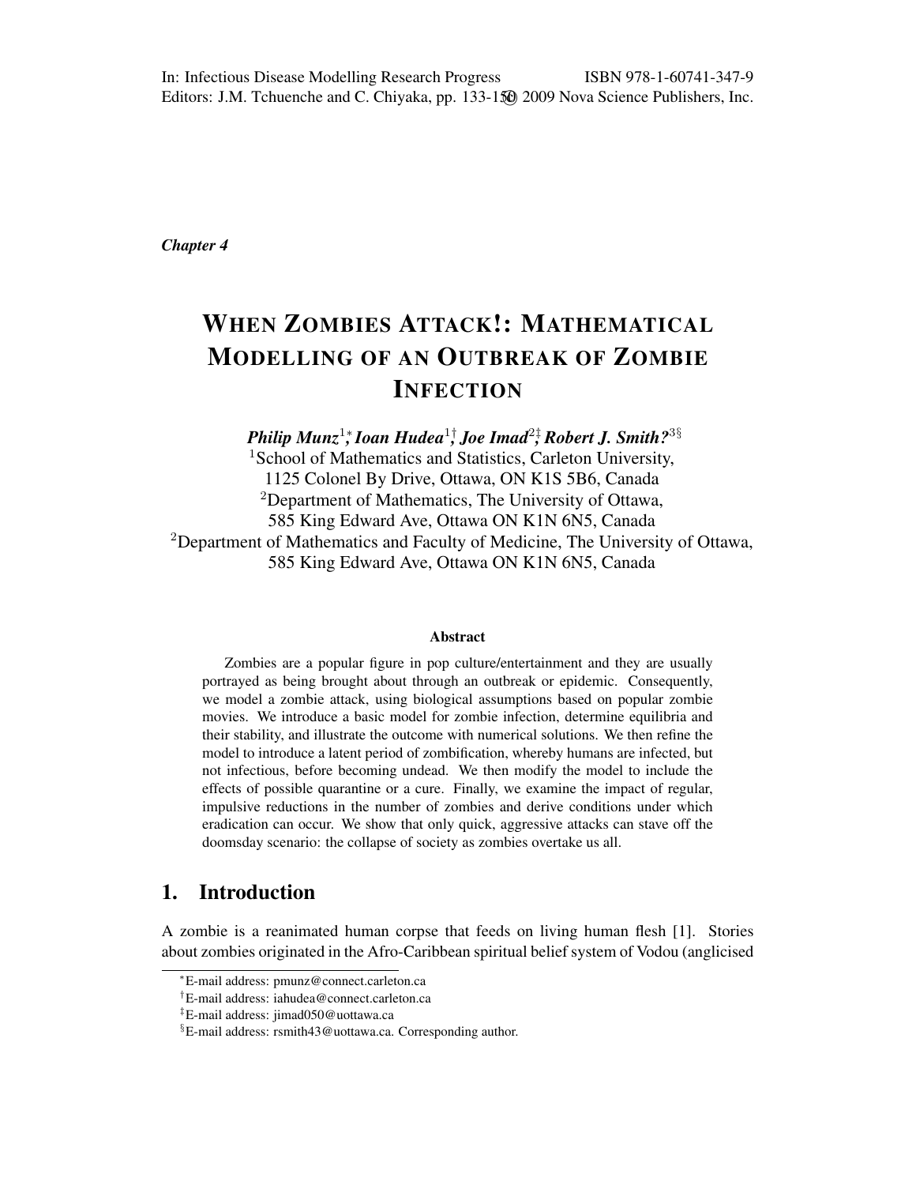In: Infectious Disease Modelling Research Progress ISBN 978-1-60741-347-9
Editors: J.M. Tchuenche and C. Chiyaka, pp. 133-150 © 2009 Nova Science Publishers, Inc.

*Chapter 4*

# WHEN ZOMBIES ATTACK!: MATHEMATICAL MODELLING OF AN OUTBREAK OF ZOMBIE INFECTION

***Philip Munz***[1,*]***, Ioan Hudea***[1,†]***, Joe Imad***[2,‡]***, Robert J. Smith?***[3,§]

[1]School of Mathematics and Statistics, Carleton University, 1125 Colonel By Drive, Ottawa, ON K1S 5B6, Canada

[2]Department of Mathematics, The University of Ottawa, 585 King Edward Ave, Ottawa ON K1N 6N5, Canada

[2]Department of Mathematics and Faculty of Medicine, The University of Ottawa, 585 King Edward Ave, Ottawa ON K1N 6N5, Canada

### Abstract

Zombies are a popular figure in pop culture/entertainment and they are usually portrayed as being brought about through an outbreak or epidemic. Consequently, we model a zombie attack, using biological assumptions based on popular zombie movies. We introduce a basic model for zombie infection, determine equilibria and their stability, and illustrate the outcome with numerical solutions. We then refine the model to introduce a latent period of zombification, whereby humans are infected, but not infectious, before becoming undead. We then modify the model to include the effects of possible quarantine or a cure. Finally, we examine the impact of regular, impulsive reductions in the number of zombies and derive conditions under which eradication can occur. We show that only quick, aggressive attacks can stave off the doomsday scenario: the collapse of society as zombies overtake us all.

## 1. Introduction

A zombie is a reanimated human corpse that feeds on living human flesh [1]. Stories about zombies originated in the Afro-Caribbean spiritual belief system of Vodou (anglicised

---

[*] E-mail address: pmunz@connect.carleton.ca

[†] E-mail address: iahudea@connect.carleton.ca

[‡] E-mail address: jimad050@uottawa.ca

[§] E-mail address: rsmith43@uottawa.ca. Corresponding author.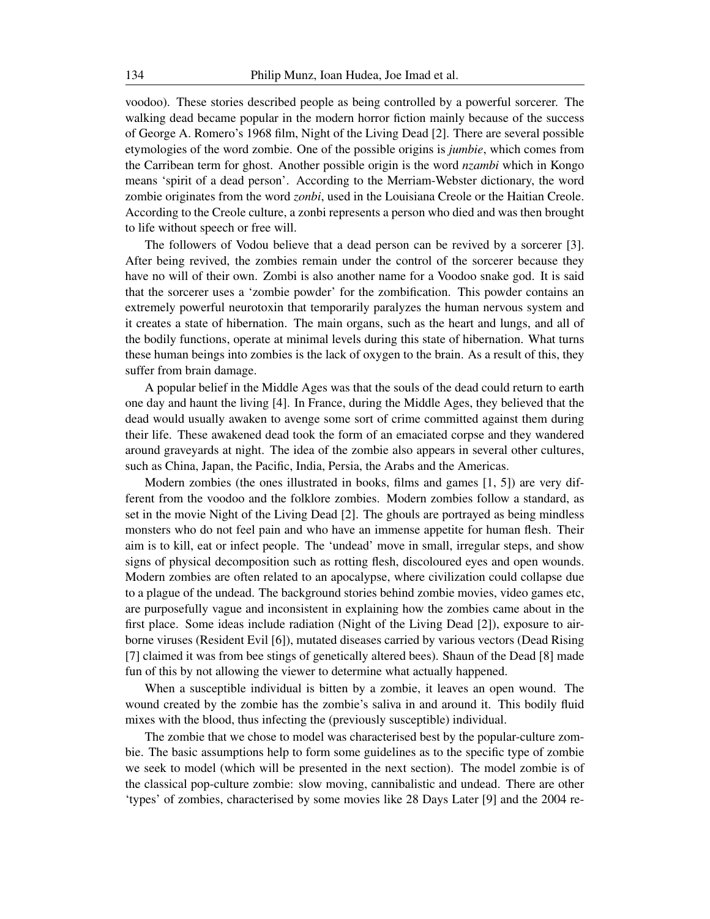voodoo). These stories described people as being controlled by a powerful sorcerer. The walking dead became popular in the modern horror fiction mainly because of the success of George A. Romero's 1968 film, Night of the Living Dead [2]. There are several possible etymologies of the word zombie. One of the possible origins is *jumbie*, which comes from the Carribean term for ghost. Another possible origin is the word *nzambi* which in Kongo means 'spirit of a dead person'. According to the Merriam-Webster dictionary, the word zombie originates from the word *zonbi*, used in the Louisiana Creole or the Haitian Creole. According to the Creole culture, a zonbi represents a person who died and was then brought to life without speech or free will.

The followers of Vodou believe that a dead person can be revived by a sorcerer [3]. After being revived, the zombies remain under the control of the sorcerer because they have no will of their own. Zombi is also another name for a Voodoo snake god. It is said that the sorcerer uses a 'zombie powder' for the zombification. This powder contains an extremely powerful neurotoxin that temporarily paralyzes the human nervous system and it creates a state of hibernation. The main organs, such as the heart and lungs, and all of the bodily functions, operate at minimal levels during this state of hibernation. What turns these human beings into zombies is the lack of oxygen to the brain. As a result of this, they suffer from brain damage.

A popular belief in the Middle Ages was that the souls of the dead could return to earth one day and haunt the living [4]. In France, during the Middle Ages, they believed that the dead would usually awaken to avenge some sort of crime committed against them during their life. These awakened dead took the form of an emaciated corpse and they wandered around graveyards at night. The idea of the zombie also appears in several other cultures, such as China, Japan, the Pacific, India, Persia, the Arabs and the Americas.

Modern zombies (the ones illustrated in books, films and games [1, 5]) are very different from the voodoo and the folklore zombies. Modern zombies follow a standard, as set in the movie Night of the Living Dead [2]. The ghouls are portrayed as being mindless monsters who do not feel pain and who have an immense appetite for human flesh. Their aim is to kill, eat or infect people. The 'undead' move in small, irregular steps, and show signs of physical decomposition such as rotting flesh, discoloured eyes and open wounds. Modern zombies are often related to an apocalypse, where civilization could collapse due to a plague of the undead. The background stories behind zombie movies, video games etc, are purposefully vague and inconsistent in explaining how the zombies came about in the first place. Some ideas include radiation (Night of the Living Dead [2]), exposure to airborne viruses (Resident Evil [6]), mutated diseases carried by various vectors (Dead Rising [7] claimed it was from bee stings of genetically altered bees). Shaun of the Dead [8] made fun of this by not allowing the viewer to determine what actually happened.

When a susceptible individual is bitten by a zombie, it leaves an open wound. The wound created by the zombie has the zombie's saliva in and around it. This bodily fluid mixes with the blood, thus infecting the (previously susceptible) individual.

The zombie that we chose to model was characterised best by the popular-culture zombie. The basic assumptions help to form some guidelines as to the specific type of zombie we seek to model (which will be presented in the next section). The model zombie is of the classical pop-culture zombie: slow moving, cannibalistic and undead. There are other 'types' of zombies, characterised by some movies like 28 Days Later [9] and the 2004 re-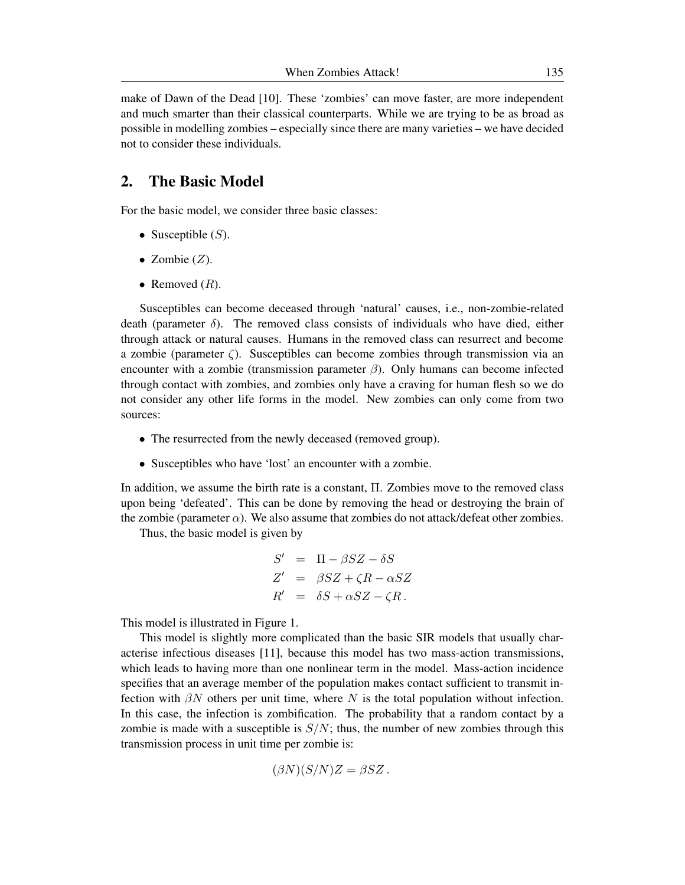make of Dawn of the Dead [10]. These 'zombies' can move faster, are more independent and much smarter than their classical counterparts. While we are trying to be as broad as possible in modelling zombies – especially since there are many varieties – we have decided not to consider these individuals.

## 2. The Basic Model

For the basic model, we consider three basic classes:

- Susceptible ($S$).
- Zombie ($Z$).
- Removed ($R$).

Susceptibles can become deceased through 'natural' causes, i.e., non-zombie-related death (parameter $\delta$). The removed class consists of individuals who have died, either through attack or natural causes. Humans in the removed class can resurrect and become a zombie (parameter $\zeta$). Susceptibles can become zombies through transmission via an encounter with a zombie (transmission parameter $\beta$). Only humans can become infected through contact with zombies, and zombies only have a craving for human flesh so we do not consider any other life forms in the model. New zombies can only come from two sources:

- The resurrected from the newly deceased (removed group).
- Susceptibles who have 'lost' an encounter with a zombie.

In addition, we assume the birth rate is a constant, $\Pi$. Zombies move to the removed class upon being 'defeated'. This can be done by removing the head or destroying the brain of the zombie (parameter $\alpha$). We also assume that zombies do not attack/defeat other zombies.

Thus, the basic model is given by

$$
\begin{aligned}
S' &= \Pi - \beta SZ - \delta S \\
Z' &= \beta SZ + \zeta R - \alpha SZ \\
R' &= \delta S + \alpha SZ - \zeta R \,.
\end{aligned}
$$

This model is illustrated in Figure 1.

This model is slightly more complicated than the basic SIR models that usually characterise infectious diseases [11], because this model has two mass-action transmissions, which leads to having more than one nonlinear term in the model. Mass-action incidence specifies that an average member of the population makes contact sufficient to transmit infection with $\beta N$ others per unit time, where $N$ is the total population without infection. In this case, the infection is zombification. The probability that a random contact by a zombie is made with a susceptible is $S/N$; thus, the number of new zombies through this transmission process in unit time per zombie is:

$$
(\beta N)(S/N)Z = \beta SZ \,.
$$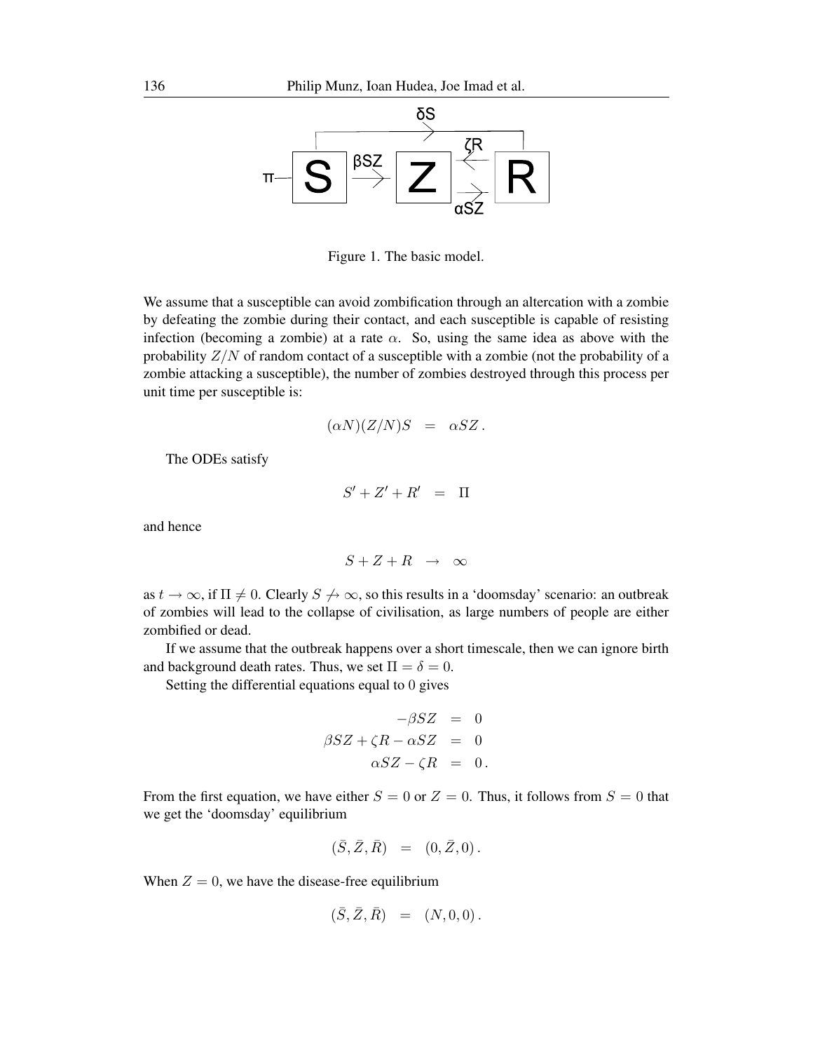Figure 1. The basic model.

We assume that a susceptible can avoid zombification through an altercation with a zombie by defeating the zombie during their contact, and each susceptible is capable of resisting infection (becoming a zombie) at a rate $\alpha$. So, using the same idea as above with the probability $Z/N$ of random contact of a susceptible with a zombie (not the probability of a zombie attacking a susceptible), the number of zombies destroyed through this process per unit time per susceptible is:

$$(\alpha N)(Z/N)S \quad = \quad \alpha SZ\,.$$

The ODEs satisfy

$$S' + Z' + R' \quad = \quad \Pi$$

and hence

$$S + Z + R \quad \to \quad \infty$$

as $t \to \infty$, if $\Pi \neq 0$. Clearly $S \not\to \infty$, so this results in a 'doomsday' scenario: an outbreak of zombies will lead to the collapse of civilisation, as large numbers of people are either zombified or dead.

If we assume that the outbreak happens over a short timescale, then we can ignore birth and background death rates. Thus, we set $\Pi = \delta = 0$.

Setting the differential equations equal to 0 gives

$$\begin{aligned} -\beta SZ &= 0 \\ \beta SZ + \zeta R - \alpha SZ &= 0 \\ \alpha SZ - \zeta R &= 0\,. \end{aligned}$$

From the first equation, we have either $S = 0$ or $Z = 0$. Thus, it follows from $S = 0$ that we get the 'doomsday' equilibrium

$$(\bar{S}, \bar{Z}, \bar{R}) \quad = \quad (0, \bar{Z}, 0)\,.$$

When $Z = 0$, we have the disease-free equilibrium

$$(\bar{S}, \bar{Z}, \bar{R}) \quad = \quad (N, 0, 0)\,.$$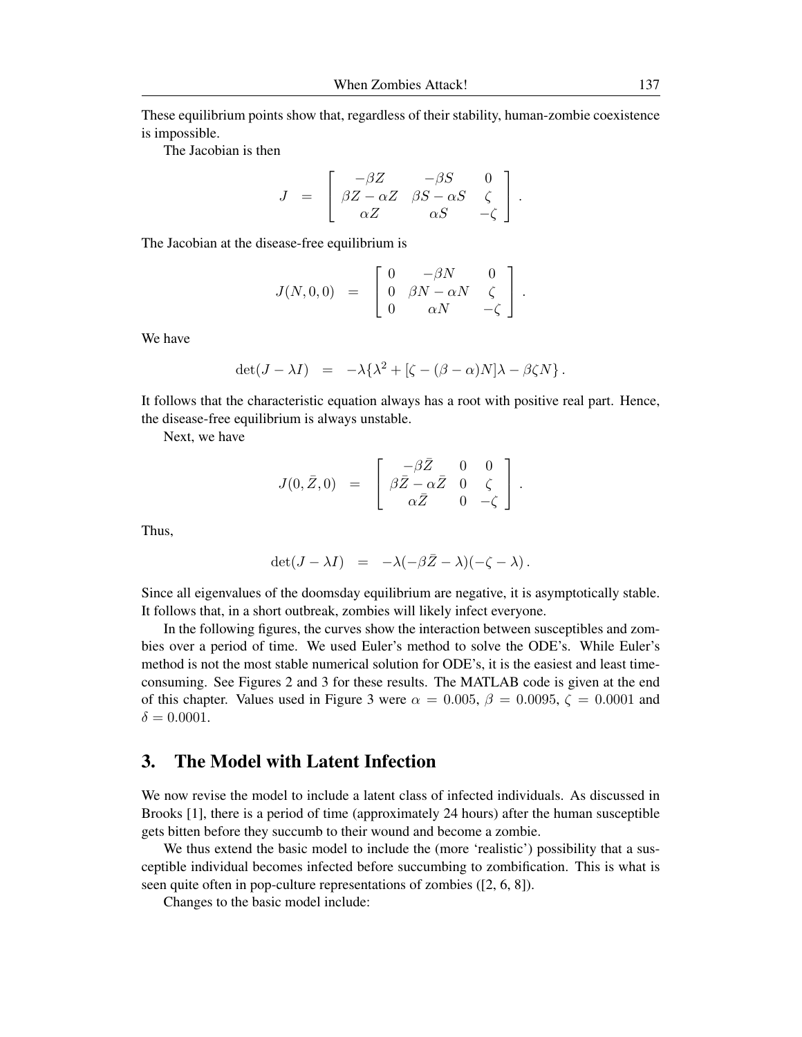These equilibrium points show that, regardless of their stability, human-zombie coexistence is impossible.

The Jacobian is then

$$J = \begin{bmatrix} -\beta Z & -\beta S & 0 \\ \beta Z - \alpha Z & \beta S - \alpha S & \zeta \\ \alpha Z & \alpha S & -\zeta \end{bmatrix}.$$

The Jacobian at the disease-free equilibrium is

$$J(N, 0, 0) = \begin{bmatrix} 0 & -\beta N & 0 \\ 0 & \beta N - \alpha N & \zeta \\ 0 & \alpha N & -\zeta \end{bmatrix}.$$

We have

$$\det(J - \lambda I) = -\lambda\{\lambda^2 + [\zeta - (\beta - \alpha)N]\lambda - \beta\zeta N\}.$$

It follows that the characteristic equation always has a root with positive real part. Hence, the disease-free equilibrium is always unstable.

Next, we have

$$J(0, \bar{Z}, 0) = \begin{bmatrix} -\beta\bar{Z} & 0 & 0 \\ \beta\bar{Z} - \alpha\bar{Z} & 0 & \zeta \\ \alpha\bar{Z} & 0 & -\zeta \end{bmatrix}.$$

Thus,

$$\det(J - \lambda I) = -\lambda(-\beta\bar{Z} - \lambda)(-\zeta - \lambda).$$

Since all eigenvalues of the doomsday equilibrium are negative, it is asymptotically stable. It follows that, in a short outbreak, zombies will likely infect everyone.

In the following figures, the curves show the interaction between susceptibles and zombies over a period of time. We used Euler's method to solve the ODE's. While Euler's method is not the most stable numerical solution for ODE's, it is the easiest and least time-consuming. See Figures 2 and 3 for these results. The MATLAB code is given at the end of this chapter. Values used in Figure 3 were $\alpha = 0.005$, $\beta = 0.0095$, $\zeta = 0.0001$ and $\delta = 0.0001$.

## 3. The Model with Latent Infection

We now revise the model to include a latent class of infected individuals. As discussed in Brooks [1], there is a period of time (approximately 24 hours) after the human susceptible gets bitten before they succumb to their wound and become a zombie.

We thus extend the basic model to include the (more 'realistic') possibility that a susceptible individual becomes infected before succumbing to zombification. This is what is seen quite often in pop-culture representations of zombies ([2, 6, 8]).

Changes to the basic model include: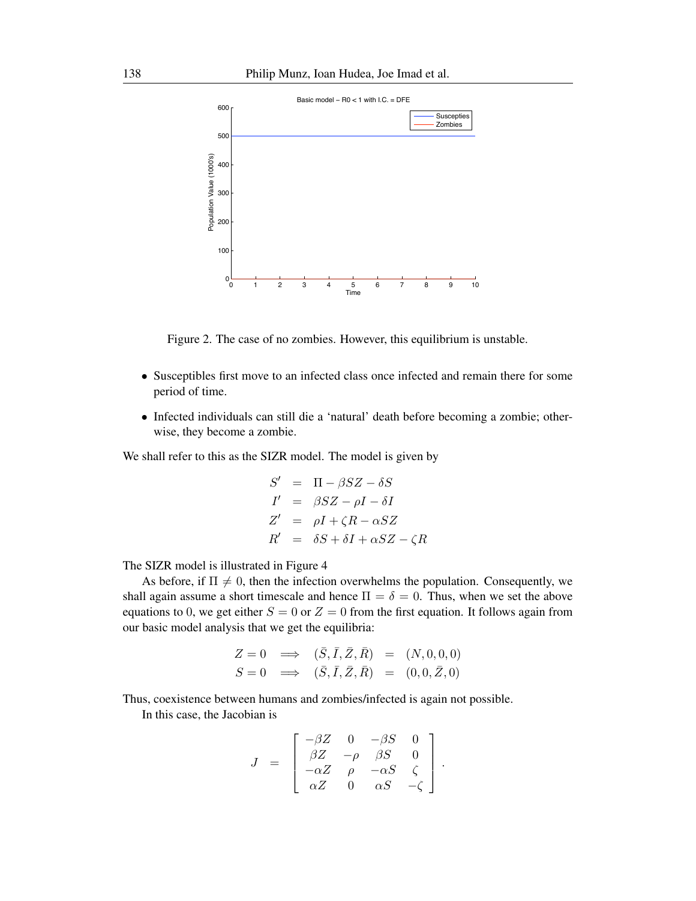Figure 2. The case of no zombies. However, this equilibrium is unstable.

- Susceptibles first move to an infected class once infected and remain there for some period of time.
- Infected individuals can still die a 'natural' death before becoming a zombie; otherwise, they become a zombie.

We shall refer to this as the SIZR model. The model is given by

$$
\begin{aligned}
S' &= \Pi - \beta SZ - \delta S \\
I' &= \beta SZ - \rho I - \delta I \\
Z' &= \rho I + \zeta R - \alpha SZ \\
R' &= \delta S + \delta I + \alpha SZ - \zeta R
\end{aligned}
$$

The SIZR model is illustrated in Figure 4

As before, if $\Pi \neq 0$, then the infection overwhelms the population. Consequently, we shall again assume a short timescale and hence $\Pi = \delta = 0$. Thus, when we set the above equations to 0, we get either $S = 0$ or $Z = 0$ from the first equation. It follows again from our basic model analysis that we get the equilibria:

$$
\begin{aligned}
Z = 0 &\implies (\bar{S}, \bar{I}, \bar{Z}, \bar{R}) = (N, 0, 0, 0) \\
S = 0 &\implies (\bar{S}, \bar{I}, \bar{Z}, \bar{R}) = (0, 0, \bar{Z}, 0)
\end{aligned}
$$

Thus, coexistence between humans and zombies/infected is again not possible.

In this case, the Jacobian is

$$
J = \begin{bmatrix} -\beta Z & 0 & -\beta S & 0 \\ \beta Z & -\rho & \beta S & 0 \\ -\alpha Z & \rho & -\alpha S & \zeta \\ \alpha Z & 0 & \alpha S & -\zeta \end{bmatrix}.
$$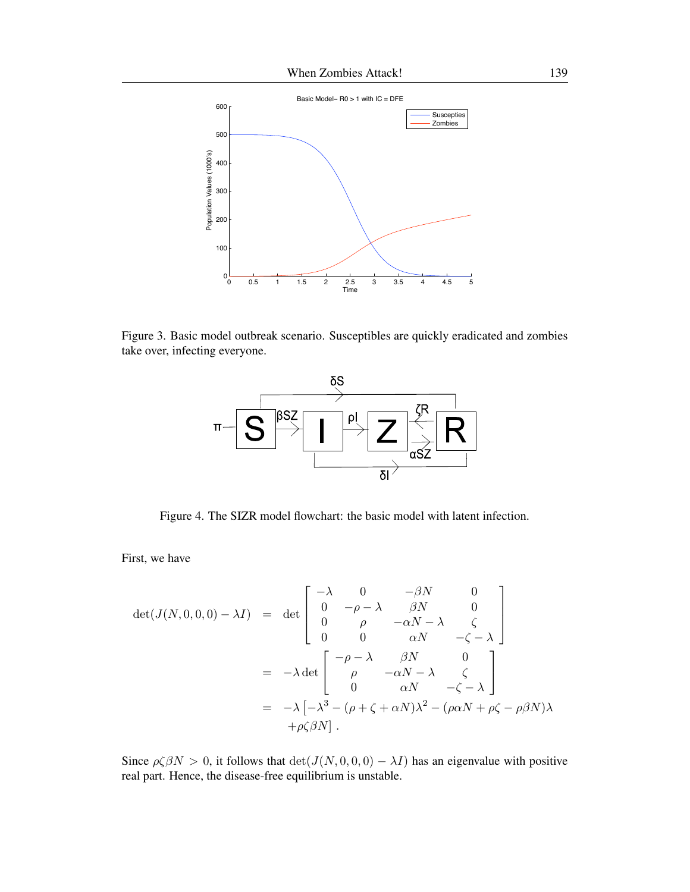Figure 3. Basic model outbreak scenario. Susceptibles are quickly eradicated and zombies take over, infecting everyone.

Figure 4. The SIZR model flowchart: the basic model with latent infection.

First, we have

$$
\begin{aligned}
\det(J(N,0,0,0)-\lambda I) &= \det\begin{bmatrix} -\lambda & 0 & -\beta N & 0 \\ 0 & -\rho-\lambda & \beta N & 0 \\ 0 & \rho & -\alpha N-\lambda & \zeta \\ 0 & 0 & \alpha N & -\zeta-\lambda \end{bmatrix} \\
&= -\lambda \det\begin{bmatrix} -\rho-\lambda & \beta N & 0 \\ \rho & -\alpha N-\lambda & \zeta \\ 0 & \alpha N & -\zeta-\lambda \end{bmatrix} \\
&= -\lambda\left[-\lambda^3-(\rho+\zeta+\alpha N)\lambda^2-(\rho\alpha N+\rho\zeta-\rho\beta N)\lambda \right. \\
&\quad \left. +\rho\zeta\beta N\right].
\end{aligned}
$$

Since $\rho\zeta\beta N > 0$, it follows that $\det(J(N,0,0,0)-\lambda I)$ has an eigenvalue with positive real part. Hence, the disease-free equilibrium is unstable.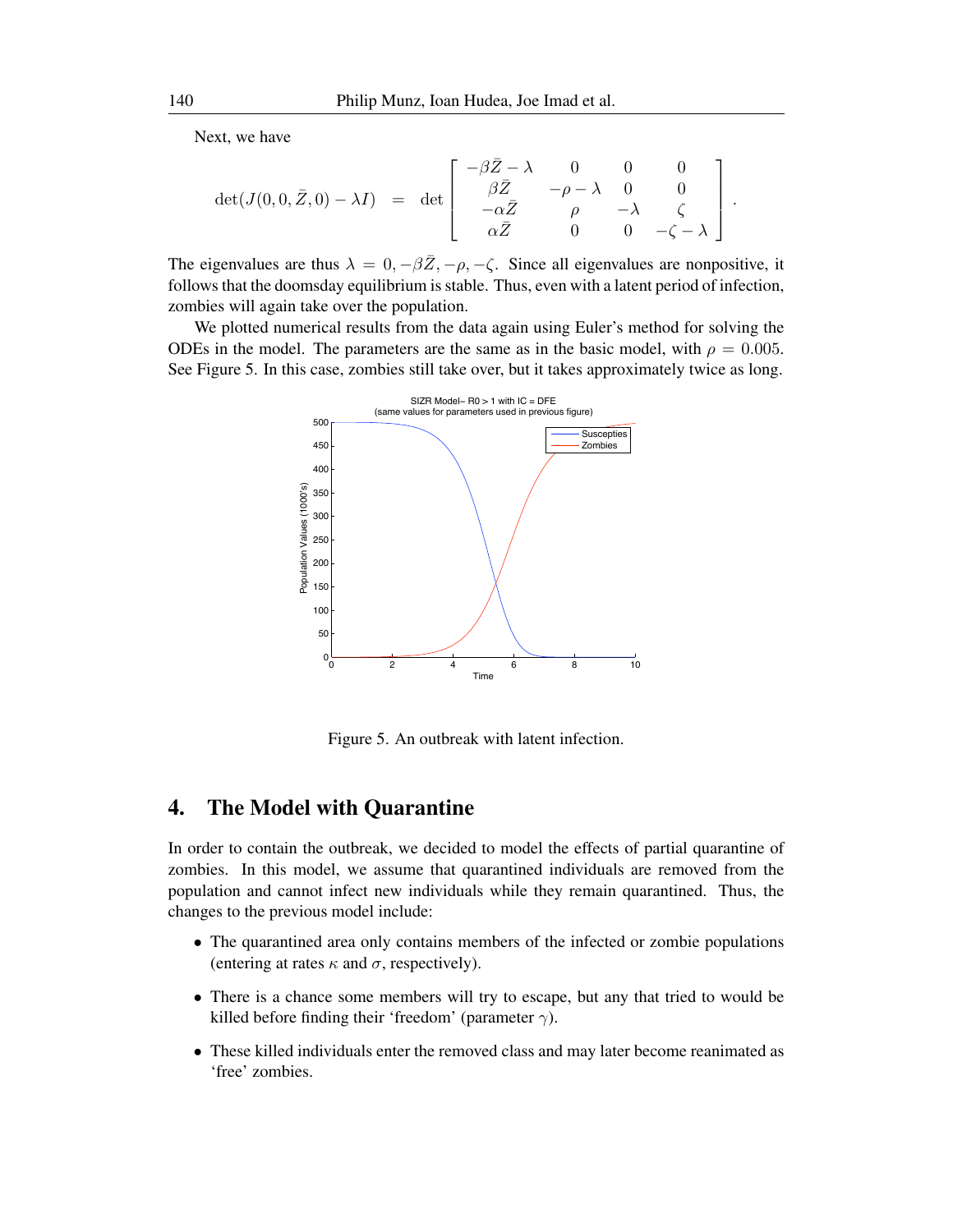Next, we have

$$\det(J(0,0,\bar{Z},0) - \lambda I) \quad = \quad \det \begin{bmatrix} -\beta\bar{Z} - \lambda & 0 & 0 & 0 \\ \beta\bar{Z} & -\rho - \lambda & 0 & 0 \\ -\alpha\bar{Z} & \rho & -\lambda & \zeta \\ \alpha\bar{Z} & 0 & 0 & -\zeta - \lambda \end{bmatrix}.$$

The eigenvalues are thus $\lambda = 0, -\beta\bar{Z}, -\rho, -\zeta$. Since all eigenvalues are nonpositive, it follows that the doomsday equilibrium is stable. Thus, even with a latent period of infection, zombies will again take over the population.

We plotted numerical results from the data again using Euler's method for solving the ODEs in the model. The parameters are the same as in the basic model, with $\rho = 0.005$. See Figure 5. In this case, zombies still take over, but it takes approximately twice as long.

Figure 5. An outbreak with latent infection.

## 4. The Model with Quarantine

In order to contain the outbreak, we decided to model the effects of partial quarantine of zombies. In this model, we assume that quarantined individuals are removed from the population and cannot infect new individuals while they remain quarantined. Thus, the changes to the previous model include:

- The quarantined area only contains members of the infected or zombie populations (entering at rates $\kappa$ and $\sigma$, respectively).
- There is a chance some members will try to escape, but any that tried to would be killed before finding their 'freedom' (parameter $\gamma$).
- These killed individuals enter the removed class and may later become reanimated as 'free' zombies.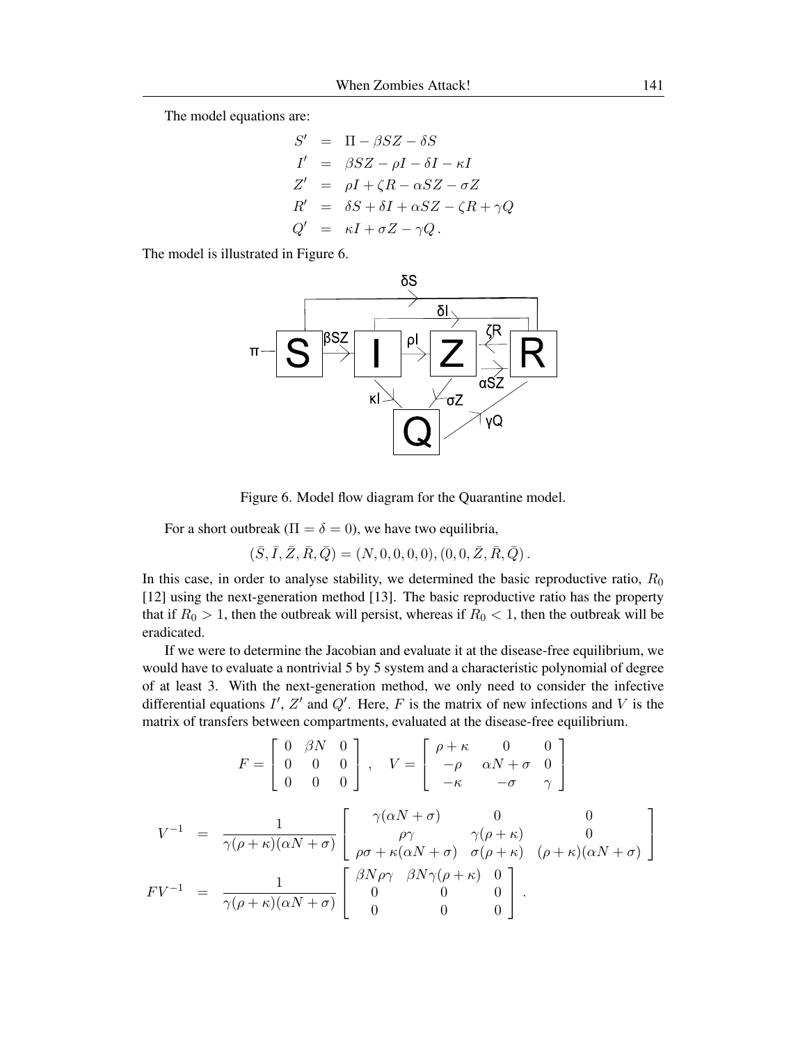The model equations are:

$$
\begin{aligned}
S' &= \Pi - \beta SZ - \delta S \\
I' &= \beta SZ - \rho I - \delta I - \kappa I \\
Z' &= \rho I + \zeta R - \alpha SZ - \sigma Z \\
R' &= \delta S + \delta I + \alpha SZ - \zeta R + \gamma Q \\
Q' &= \kappa I + \sigma Z - \gamma Q \,.
\end{aligned}
$$

The model is illustrated in Figure 6.

Figure 6. Model flow diagram for the Quarantine model.

For a short outbreak ($\Pi = \delta = 0$), we have two equilibria,

$$
(\bar{S}, \bar{I}, \bar{Z}, \bar{R}, \bar{Q}) = (N, 0, 0, 0, 0), (0, 0, \bar{Z}, \bar{R}, \bar{Q}) \,.
$$

In this case, in order to analyse stability, we determined the basic reproductive ratio, $R_0$ [12] using the next-generation method [13]. The basic reproductive ratio has the property that if $R_0 > 1$, then the outbreak will persist, whereas if $R_0 < 1$, then the outbreak will be eradicated.

If we were to determine the Jacobian and evaluate it at the disease-free equilibrium, we would have to evaluate a nontrivial 5 by 5 system and a characteristic polynomial of degree of at least 3. With the next-generation method, we only need to consider the infective differential equations $I'$, $Z'$ and $Q'$. Here, $F$ is the matrix of new infections and $V$ is the matrix of transfers between compartments, evaluated at the disease-free equilibrium.

$$
F = \begin{bmatrix} 0 & \beta N & 0 \\ 0 & 0 & 0 \\ 0 & 0 & 0 \end{bmatrix} , \quad V = \begin{bmatrix} \rho + \kappa & 0 & 0 \\ -\rho & \alpha N + \sigma & 0 \\ -\kappa & -\sigma & \gamma \end{bmatrix}
$$

$$
\begin{aligned}
V^{-1} &= \frac{1}{\gamma(\rho+\kappa)(\alpha N + \sigma)} \begin{bmatrix} \gamma(\alpha N + \sigma) & 0 & 0 \\ \rho\gamma & \gamma(\rho+\kappa) & 0 \\ \rho\sigma + \kappa(\alpha N + \sigma) & \sigma(\rho+\kappa) & (\rho+\kappa)(\alpha N + \sigma) \end{bmatrix} \\
FV^{-1} &= \frac{1}{\gamma(\rho+\kappa)(\alpha N + \sigma)} \begin{bmatrix} \beta N \rho \gamma & \beta N \gamma(\rho+\kappa) & 0 \\ 0 & 0 & 0 \\ 0 & 0 & 0 \end{bmatrix} .
\end{aligned}
$$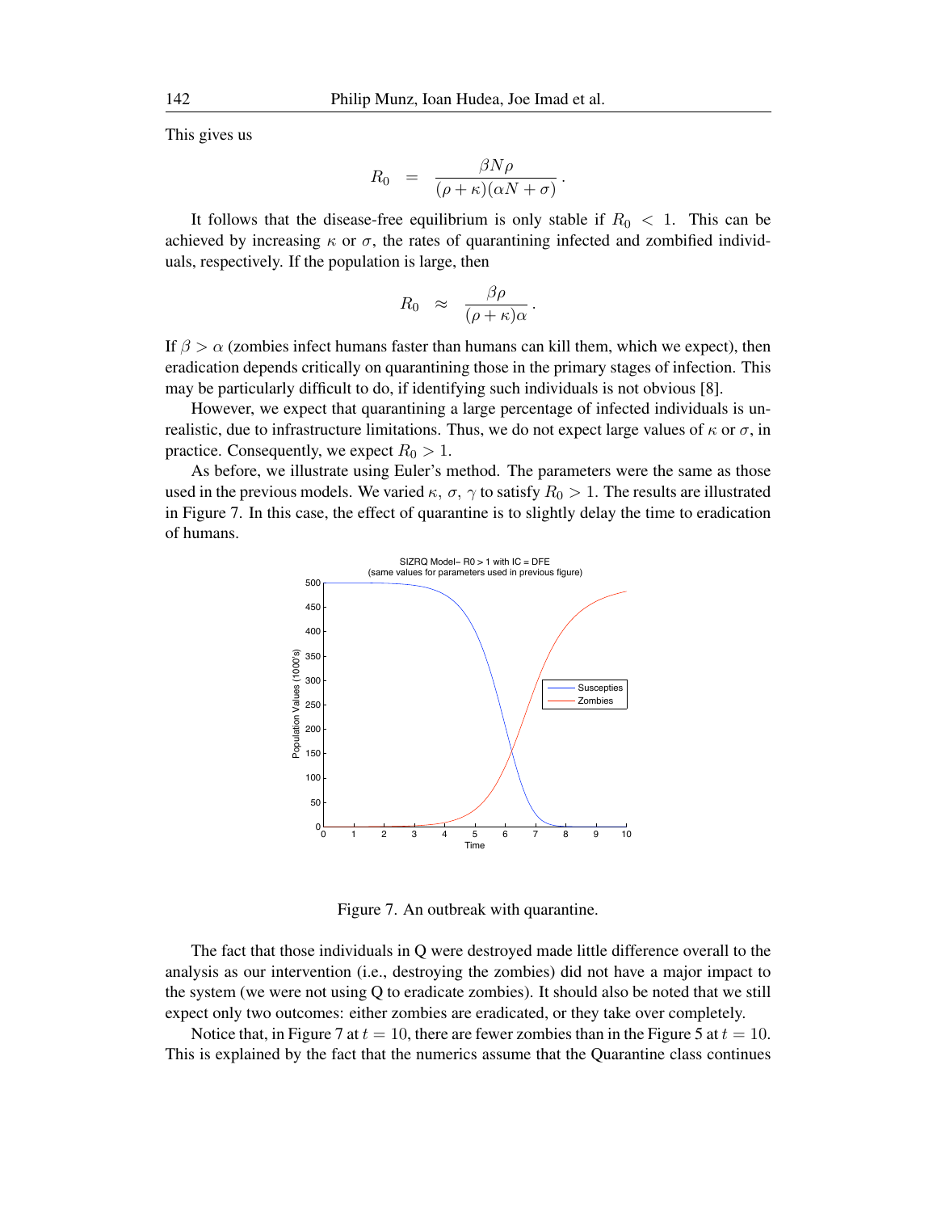This gives us

$$R_0 = \frac{\beta N \rho}{(\rho + \kappa)(\alpha N + \sigma)}.$$

It follows that the disease-free equilibrium is only stable if $R_0 < 1$. This can be achieved by increasing $\kappa$ or $\sigma$, the rates of quarantining infected and zombified individuals, respectively. If the population is large, then

$$R_0 \approx \frac{\beta \rho}{(\rho + \kappa)\alpha}.$$

If $\beta > \alpha$ (zombies infect humans faster than humans can kill them, which we expect), then eradication depends critically on quarantining those in the primary stages of infection. This may be particularly difficult to do, if identifying such individuals is not obvious [8].

However, we expect that quarantining a large percentage of infected individuals is unrealistic, due to infrastructure limitations. Thus, we do not expect large values of $\kappa$ or $\sigma$, in practice. Consequently, we expect $R_0 > 1$.

As before, we illustrate using Euler's method. The parameters were the same as those used in the previous models. We varied $\kappa$, $\sigma$, $\gamma$ to satisfy $R_0 > 1$. The results are illustrated in Figure 7. In this case, the effect of quarantine is to slightly delay the time to eradication of humans.

Figure 7. An outbreak with quarantine.

The fact that those individuals in Q were destroyed made little difference overall to the analysis as our intervention (i.e., destroying the zombies) did not have a major impact to the system (we were not using Q to eradicate zombies). It should also be noted that we still expect only two outcomes: either zombies are eradicated, or they take over completely.

Notice that, in Figure 7 at $t = 10$, there are fewer zombies than in the Figure 5 at $t = 10$. This is explained by the fact that the numerics assume that the Quarantine class continues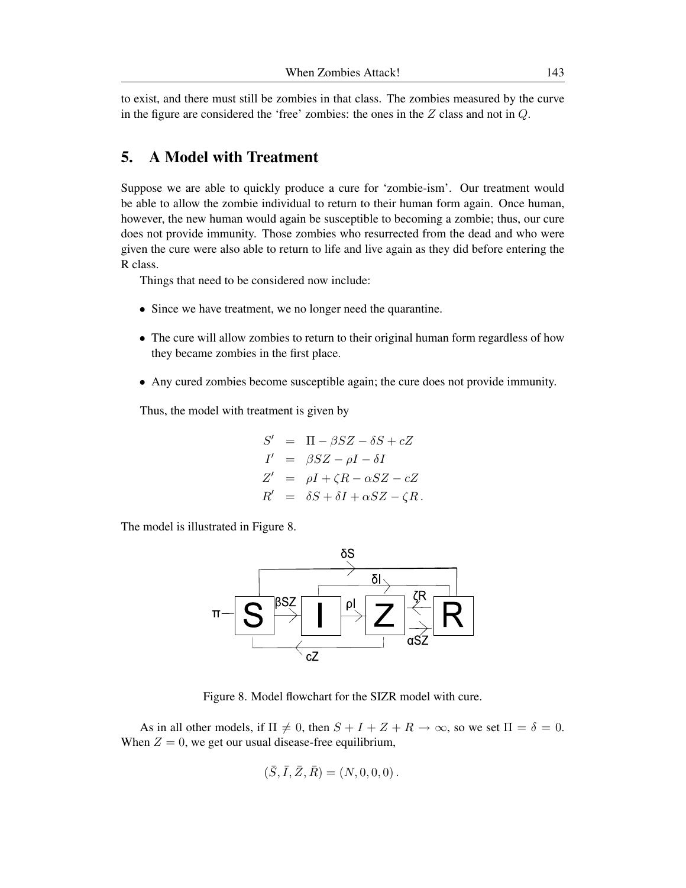to exist, and there must still be zombies in that class. The zombies measured by the curve in the figure are considered the 'free' zombies: the ones in the $Z$ class and not in $Q$.

## 5. A Model with Treatment

Suppose we are able to quickly produce a cure for 'zombie-ism'. Our treatment would be able to allow the zombie individual to return to their human form again. Once human, however, the new human would again be susceptible to becoming a zombie; thus, our cure does not provide immunity. Those zombies who resurrected from the dead and who were given the cure were also able to return to life and live again as they did before entering the R class.

Things that need to be considered now include:

- Since we have treatment, we no longer need the quarantine.
- The cure will allow zombies to return to their original human form regardless of how they became zombies in the first place.
- Any cured zombies become susceptible again; the cure does not provide immunity.

Thus, the model with treatment is given by

$$
\begin{aligned}
S' &= \Pi - \beta SZ - \delta S + cZ \\
I' &= \beta SZ - \rho I - \delta I \\
Z' &= \rho I + \zeta R - \alpha SZ - cZ \\
R' &= \delta S + \delta I + \alpha SZ - \zeta R \,.
\end{aligned}
$$

The model is illustrated in Figure 8.

Figure 8. Model flowchart for the SIZR model with cure.

As in all other models, if $\Pi \neq 0$, then $S + I + Z + R \to \infty$, so we set $\Pi = \delta = 0$. When $Z = 0$, we get our usual disease-free equilibrium,

$$
(\bar{S}, \bar{I}, \bar{Z}, \bar{R}) = (N, 0, 0, 0) \,.
$$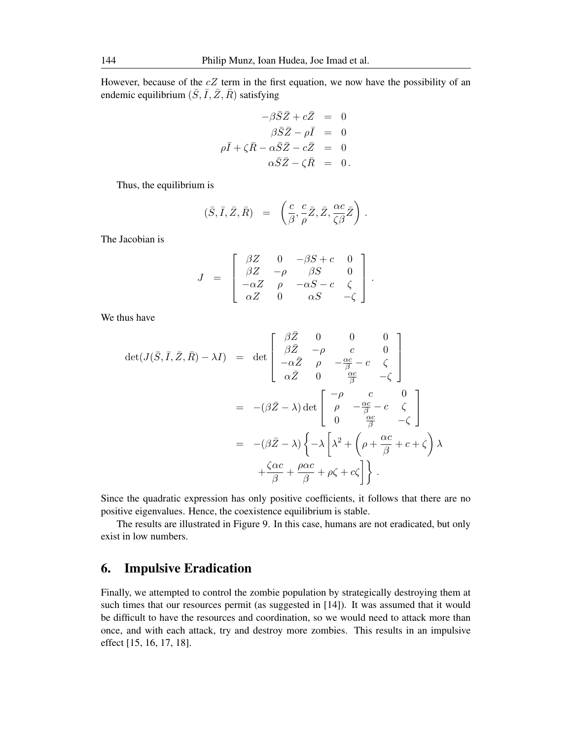However, because of the $cZ$ term in the first equation, we now have the possibility of an endemic equilibrium $(\bar{S}, \bar{I}, \bar{Z}, \bar{R})$ satisfying

$$
\begin{aligned}
-\beta\bar{S}\bar{Z} + c\bar{Z} &= 0 \\
\beta\bar{S}\bar{Z} - \rho\bar{I} &= 0 \\
\rho\bar{I} + \zeta\bar{R} - \alpha\bar{S}\bar{Z} - c\bar{Z} &= 0 \\
\alpha\bar{S}\bar{Z} - \zeta\bar{R} &= 0 \,.
\end{aligned}
$$

Thus, the equilibrium is

$$
(\bar{S}, \bar{I}, \bar{Z}, \bar{R}) = \left( \frac{c}{\beta}, \frac{c}{\rho}\bar{Z}, \bar{Z}, \frac{\alpha c}{\zeta\beta}\bar{Z} \right) .
$$

The Jacobian is

$$
J = \begin{bmatrix} \beta Z & 0 & -\beta S + c & 0 \\ \beta Z & -\rho & \beta S & 0 \\ -\alpha Z & \rho & -\alpha S - c & \zeta \\ \alpha Z & 0 & \alpha S & -\zeta \end{bmatrix} .
$$

We thus have

$$
\begin{aligned}
\det(J(\bar{S}, \bar{I}, \bar{Z}, \bar{R}) - \lambda I) &= \det \begin{bmatrix} \beta\bar{Z} & 0 & 0 & 0 \\ \beta\bar{Z} & -\rho & c & 0 \\ -\alpha\bar{Z} & \rho & -\frac{\alpha c}{\beta} - c & \zeta \\ \alpha\bar{Z} & 0 & \frac{\alpha c}{\beta} & -\zeta \end{bmatrix} \\
&= -(\beta\bar{Z} - \lambda) \det \begin{bmatrix} -\rho & c & 0 \\ \rho & -\frac{\alpha c}{\beta} - c & \zeta \\ 0 & \frac{\alpha c}{\beta} & -\zeta \end{bmatrix} \\
&= -(\beta\bar{Z} - \lambda) \left\{ -\lambda \left[ \lambda^2 + \left( \rho + \frac{\alpha c}{\beta} + c + \zeta \right) \lambda \right. \right. \\
&\qquad \left. \left. + \frac{\zeta\alpha c}{\beta} + \frac{\rho\alpha c}{\beta} + \rho\zeta + c\zeta \right] \right\} .
\end{aligned}
$$

Since the quadratic expression has only positive coefficients, it follows that there are no positive eigenvalues. Hence, the coexistence equilibrium is stable.

The results are illustrated in Figure 9. In this case, humans are not eradicated, but only exist in low numbers.

## 6. Impulsive Eradication

Finally, we attempted to control the zombie population by strategically destroying them at such times that our resources permit (as suggested in [14]). It was assumed that it would be difficult to have the resources and coordination, so we would need to attack more than once, and with each attack, try and destroy more zombies. This results in an impulsive effect [15, 16, 17, 18].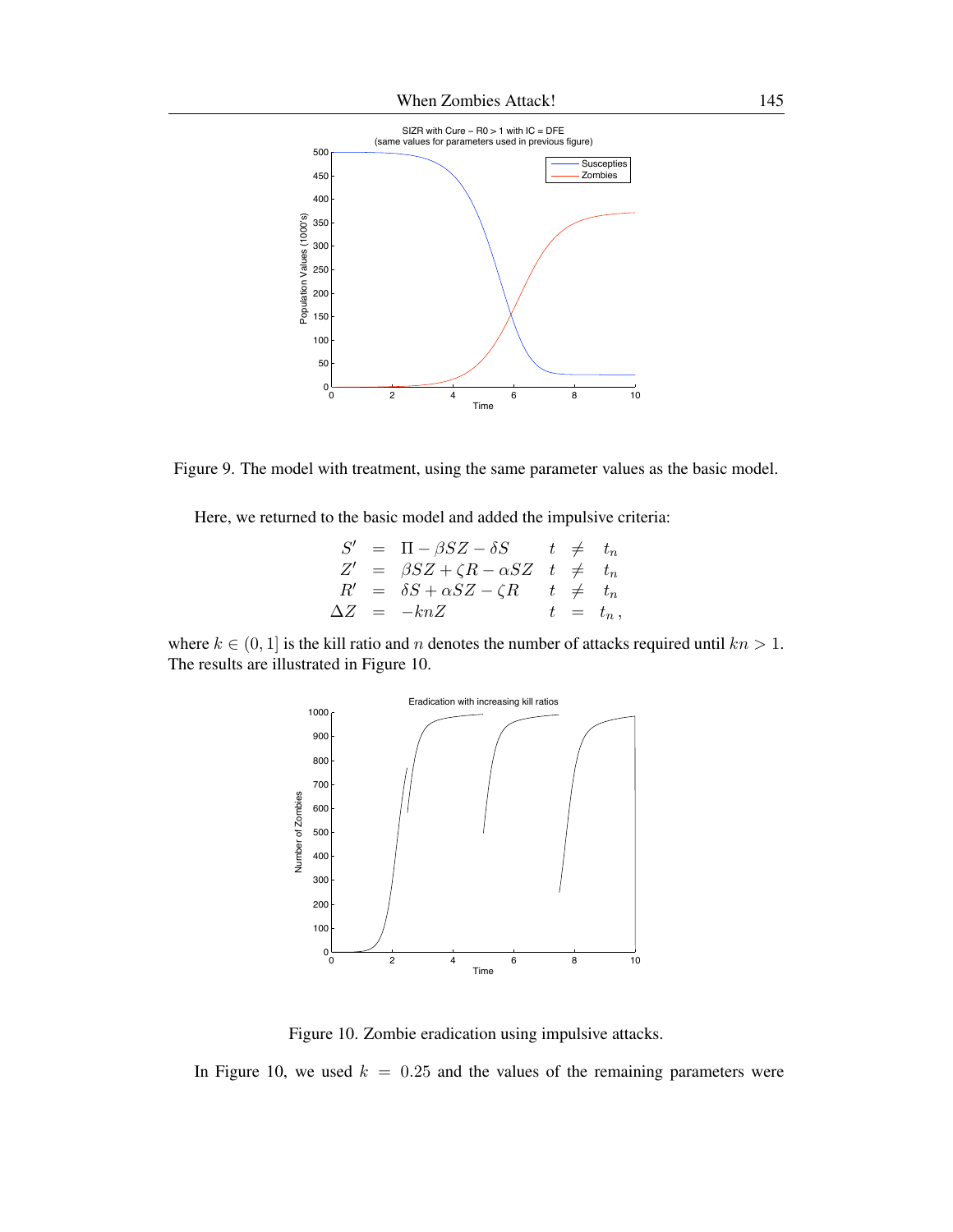Figure 9. The model with treatment, using the same parameter values as the basic model.

Here, we returned to the basic model and added the impulsive criteria:

$$
\begin{array}{rcllcl}
S' & = & \Pi - \beta S Z - \delta S & t & \neq & t_n \\
Z' & = & \beta S Z + \zeta R - \alpha S Z & t & \neq & t_n \\
R' & = & \delta S + \alpha S Z - \zeta R & t & \neq & t_n \\
\Delta Z & = & -knZ & t & = & t_n \,,
\end{array}
$$

where $k \in (0, 1]$ is the kill ratio and $n$ denotes the number of attacks required until $kn > 1$. The results are illustrated in Figure 10.

Figure 10. Zombie eradication using impulsive attacks.

In Figure 10, we used $k = 0.25$ and the values of the remaining parameters were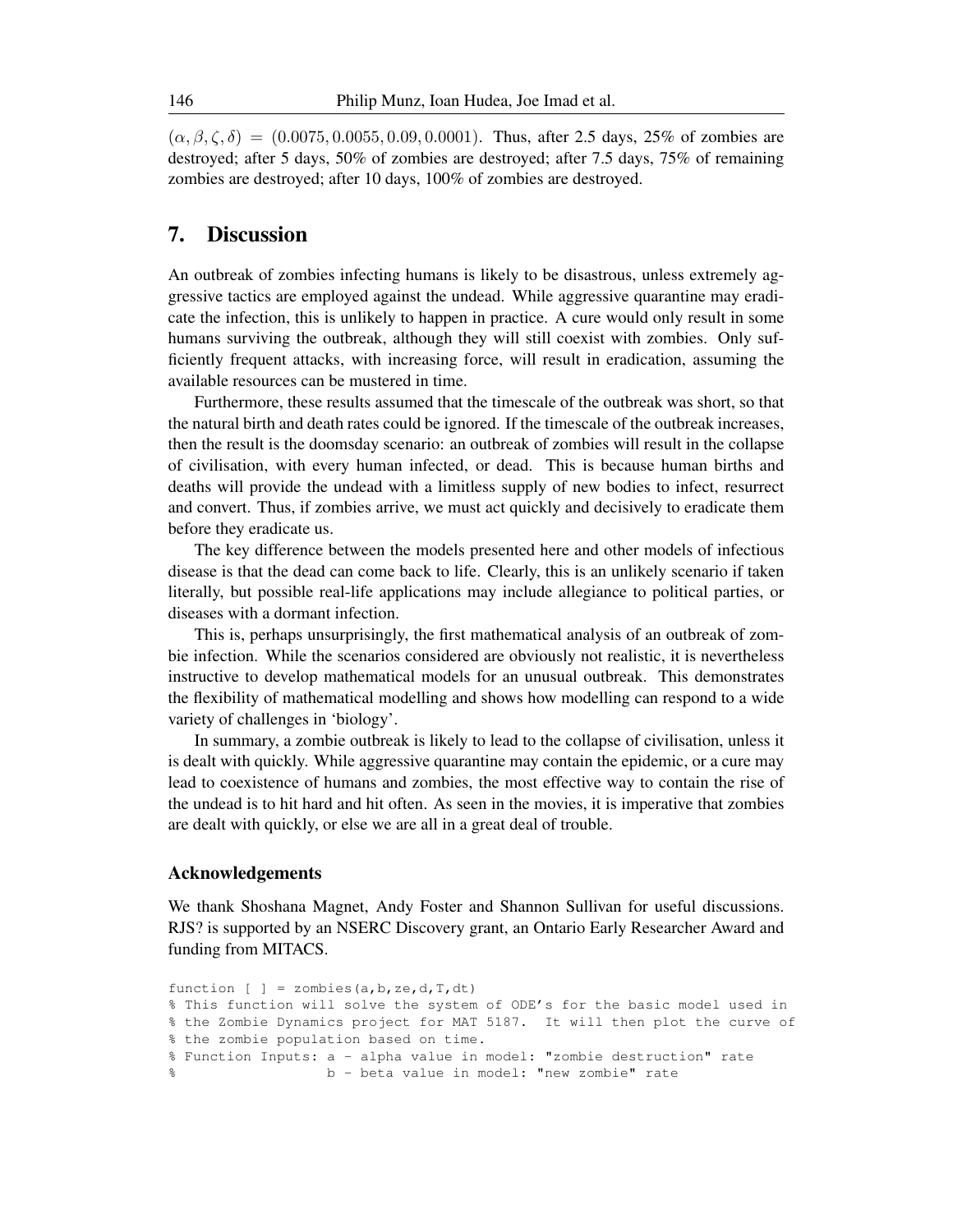$(\alpha, \beta, \zeta, \delta) = (0.0075, 0.0055, 0.09, 0.0001)$. Thus, after 2.5 days, 25% of zombies are destroyed; after 5 days, 50% of zombies are destroyed; after 7.5 days, 75% of remaining zombies are destroyed; after 10 days, 100% of zombies are destroyed.

## 7. Discussion

An outbreak of zombies infecting humans is likely to be disastrous, unless extremely aggressive tactics are employed against the undead. While aggressive quarantine may eradicate the infection, this is unlikely to happen in practice. A cure would only result in some humans surviving the outbreak, although they will still coexist with zombies. Only sufficiently frequent attacks, with increasing force, will result in eradication, assuming the available resources can be mustered in time.

Furthermore, these results assumed that the timescale of the outbreak was short, so that the natural birth and death rates could be ignored. If the timescale of the outbreak increases, then the result is the doomsday scenario: an outbreak of zombies will result in the collapse of civilisation, with every human infected, or dead. This is because human births and deaths will provide the undead with a limitless supply of new bodies to infect, resurrect and convert. Thus, if zombies arrive, we must act quickly and decisively to eradicate them before they eradicate us.

The key difference between the models presented here and other models of infectious disease is that the dead can come back to life. Clearly, this is an unlikely scenario if taken literally, but possible real-life applications may include allegiance to political parties, or diseases with a dormant infection.

This is, perhaps unsurprisingly, the first mathematical analysis of an outbreak of zombie infection. While the scenarios considered are obviously not realistic, it is nevertheless instructive to develop mathematical models for an unusual outbreak. This demonstrates the flexibility of mathematical modelling and shows how modelling can respond to a wide variety of challenges in 'biology'.

In summary, a zombie outbreak is likely to lead to the collapse of civilisation, unless it is dealt with quickly. While aggressive quarantine may contain the epidemic, or a cure may lead to coexistence of humans and zombies, the most effective way to contain the rise of the undead is to hit hard and hit often. As seen in the movies, it is imperative that zombies are dealt with quickly, or else we are all in a great deal of trouble.

### Acknowledgements

We thank Shoshana Magnet, Andy Foster and Shannon Sullivan for useful discussions. RJS? is supported by an NSERC Discovery grant, an Ontario Early Researcher Award and funding from MITACS.

```
function [ ] = zombies(a,b,ze,d,T,dt)
% This function will solve the system of ODE's for the basic model used in
% the Zombie Dynamics project for MAT 5187.  It will then plot the curve of
% the zombie population based on time.
% Function Inputs: a - alpha value in model: "zombie destruction" rate
%                  b - beta value in model: "new zombie" rate
```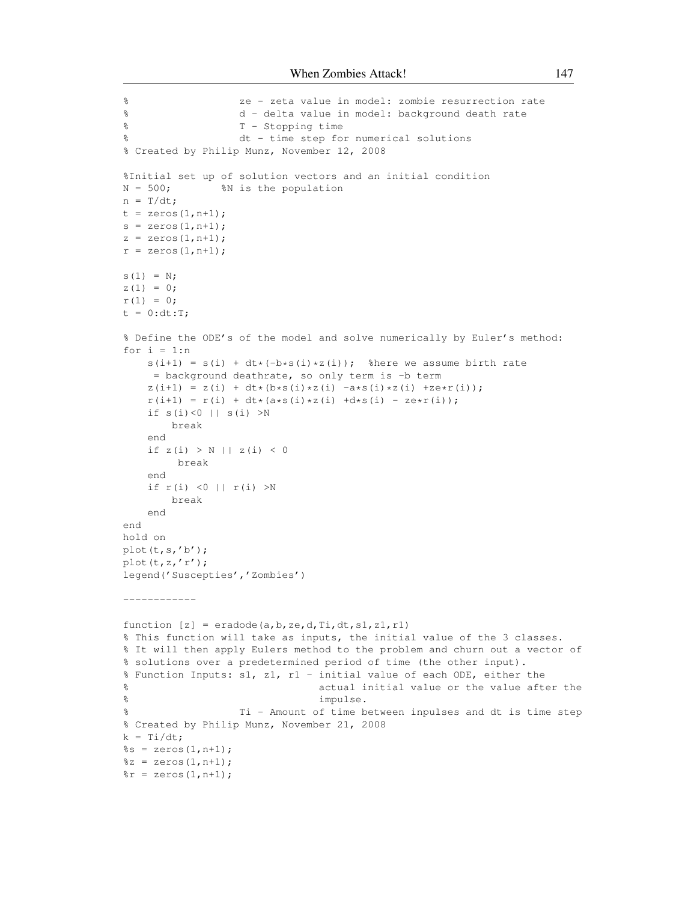```
%                  ze - zeta value in model: zombie resurrection rate
%                  d - delta value in model: background death rate
%                  T - Stopping time
%                  dt - time step for numerical solutions
% Created by Philip Munz, November 12, 2008

%Initial set up of solution vectors and an initial condition
N = 500;        %N is the population
n = T/dt;
t = zeros(1,n+1);
s = zeros(1,n+1);
z = zeros(1,n+1);
r = zeros(1,n+1);

s(1) = N;
z(1) = 0;
r(1) = 0;
t = 0:dt:T;

% Define the ODE's of the model and solve numerically by Euler's method:
for i = 1:n
    s(i+1) = s(i) + dt*(-b*s(i)*z(i));  %here we assume birth rate
     = background deathrate, so only term is -b term
    z(i+1) = z(i) + dt*(b*s(i)*z(i) -a*s(i)*z(i) +ze*r(i));
    r(i+1) = r(i) + dt*(a*s(i)*z(i) +d*s(i) - ze*r(i));
    if s(i)<0 || s(i) >N
        break
    end
    if z(i) > N || z(i) < 0
         break
    end
    if r(i) <0 || r(i) >N
        break
    end
end
hold on
plot(t,s,'b');
plot(t,z,'r');
legend('Suscepties','Zombies')

------------

function [z] = eradode(a,b,ze,d,Ti,dt,s1,z1,r1)
% This function will take as inputs, the initial value of the 3 classes.
% It will then apply Eulers method to the problem and churn out a vector of
% solutions over a predetermined period of time (the other input).
% Function Inputs: s1, z1, r1 - initial value of each ODE, either the
%                              actual initial value or the value after the
%                              impulse.
%                  Ti - Amount of time between inpulses and dt is time step
% Created by Philip Munz, November 21, 2008
k = Ti/dt;
%s = zeros(1,n+1);
%z = zeros(1,n+1);
%r = zeros(1,n+1);
```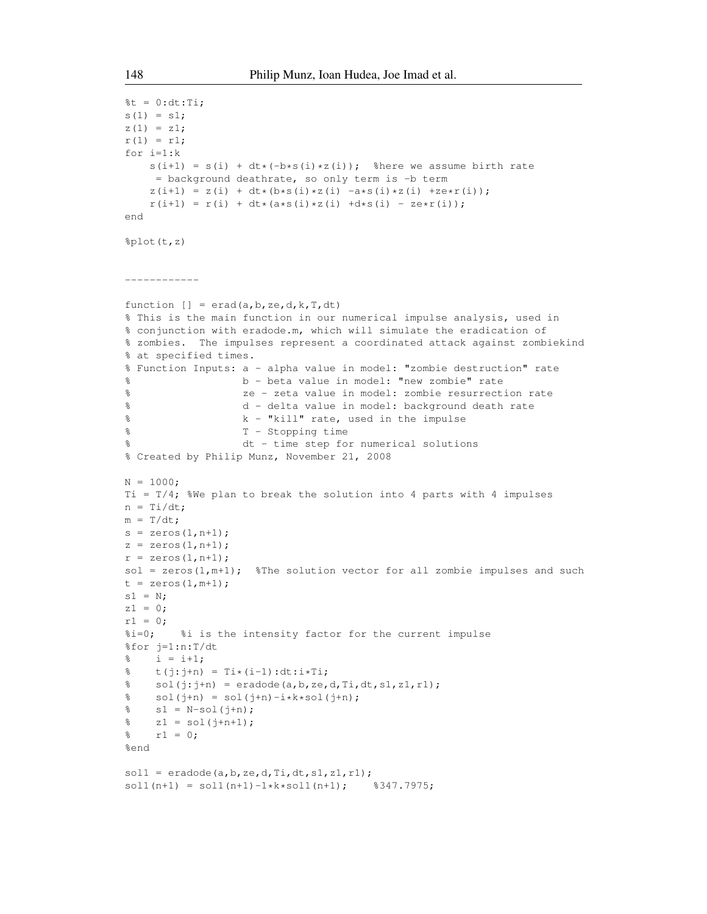```
%t = 0:dt:Ti;
s(1) = s1;
z(1) = z1;
r(1) = r1;
for i=1:k
    s(i+1) = s(i) + dt*(-b*s(i)*z(i));  %here we assume birth rate
     = background deathrate, so only term is -b term
    z(i+1) = z(i) + dt*(b*s(i)*z(i) -a*s(i)*z(i) +ze*r(i));
    r(i+1) = r(i) + dt*(a*s(i)*z(i) +d*s(i) - ze*r(i));
end

%plot(t,z)


------------

function [] = erad(a,b,ze,d,k,T,dt)
% This is the main function in our numerical impulse analysis, used in
% conjunction with eradode.m, which will simulate the eradication of
% zombies.  The impulses represent a coordinated attack against zombiekind
% at specified times.
% Function Inputs: a - alpha value in model: "zombie destruction" rate
%                  b - beta value in model: "new zombie" rate
%                  ze - zeta value in model: zombie resurrection rate
%                  d - delta value in model: background death rate
%                  k - "kill" rate, used in the impulse
%                  T - Stopping time
%                  dt - time step for numerical solutions
% Created by Philip Munz, November 21, 2008

N = 1000;
Ti = T/4; %We plan to break the solution into 4 parts with 4 impulses
n = Ti/dt;
m = T/dt;
s = zeros(1,n+1);
z = zeros(1,n+1);
r = zeros(1,n+1);
sol = zeros(1,m+1);  %The solution vector for all zombie impulses and such
t = zeros(1,m+1);
s1 = N;
z1 = 0;
r1 = 0;
%i=0;    %i is the intensity factor for the current impulse
%for j=1:n:T/dt
%    i = i+1;
%    t(j:j+n) = Ti*(i-1):dt:i*Ti;
%    sol(j:j+n) = eradode(a,b,ze,d,Ti,dt,s1,z1,r1);
%    sol(j+n) = sol(j+n)-i*k*sol(j+n);
%    s1 = N-sol(j+n);
%    z1 = sol(j+n+1);
%    r1 = 0;
%end

sol1 = eradode(a,b,ze,d,Ti,dt,s1,z1,r1);
sol1(n+1) = sol1(n+1)-1*k*sol1(n+1);    %347.7975;
```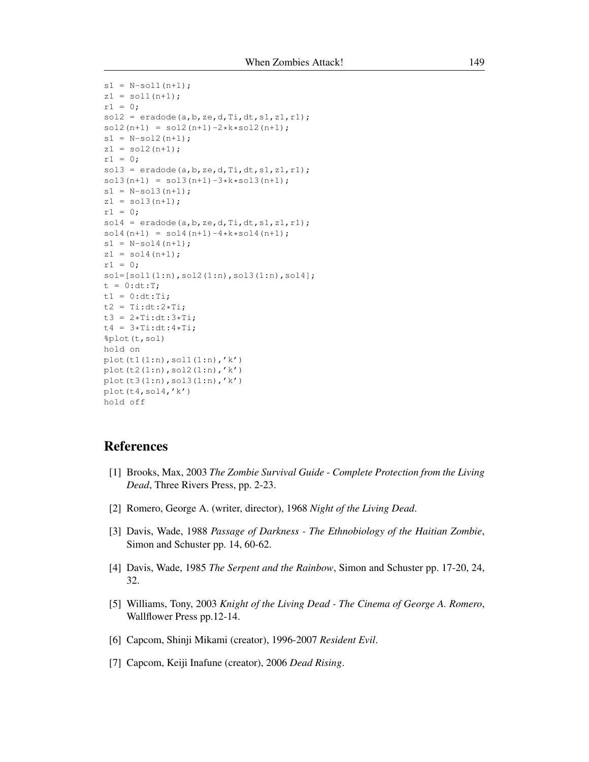```
s1 = N-sol1(n+1);
z1 = sol1(n+1);
r1 = 0;
sol2 = eradode(a,b,ze,d,Ti,dt,s1,z1,r1);
sol2(n+1) = sol2(n+1)-2*k*sol2(n+1);
s1 = N-sol2(n+1);
z1 = sol2(n+1);
r1 = 0;
sol3 = eradode(a,b,ze,d,Ti,dt,s1,z1,r1);
sol3(n+1) = sol3(n+1)-3*k*sol3(n+1);
s1 = N-sol3(n+1);
z1 = sol3(n+1);
r1 = 0;
sol4 = eradode(a,b,ze,d,Ti,dt,s1,z1,r1);
sol4(n+1) = sol4(n+1)-4*k*sol4(n+1);
s1 = N-sol4(n+1);
z1 = sol4(n+1);
r1 = 0;
sol=[sol1(1:n),sol2(1:n),sol3(1:n),sol4];
t = 0:dt:T;
t1 = 0:dt:Ti;
t2 = Ti:dt:2*Ti;
t3 = 2*Ti:dt:3*Ti;
t4 = 3*Ti:dt:4*Ti;
%plot(t,sol)
hold on
plot(t1(1:n),sol1(1:n),'k')
plot(t2(1:n),sol2(1:n),'k')
plot(t3(1:n),sol3(1:n),'k')
plot(t4,sol4,'k')
hold off
```

## References

[1] Brooks, Max, 2003 *The Zombie Survival Guide - Complete Protection from the Living Dead*, Three Rivers Press, pp. 2-23.

[2] Romero, George A. (writer, director), 1968 *Night of the Living Dead*.

[3] Davis, Wade, 1988 *Passage of Darkness - The Ethnobiology of the Haitian Zombie*, Simon and Schuster pp. 14, 60-62.

[4] Davis, Wade, 1985 *The Serpent and the Rainbow*, Simon and Schuster pp. 17-20, 24, 32.

[5] Williams, Tony, 2003 *Knight of the Living Dead - The Cinema of George A. Romero*, Wallflower Press pp.12-14.

[6] Capcom, Shinji Mikami (creator), 1996-2007 *Resident Evil*.

[7] Capcom, Keiji Inafune (creator), 2006 *Dead Rising*.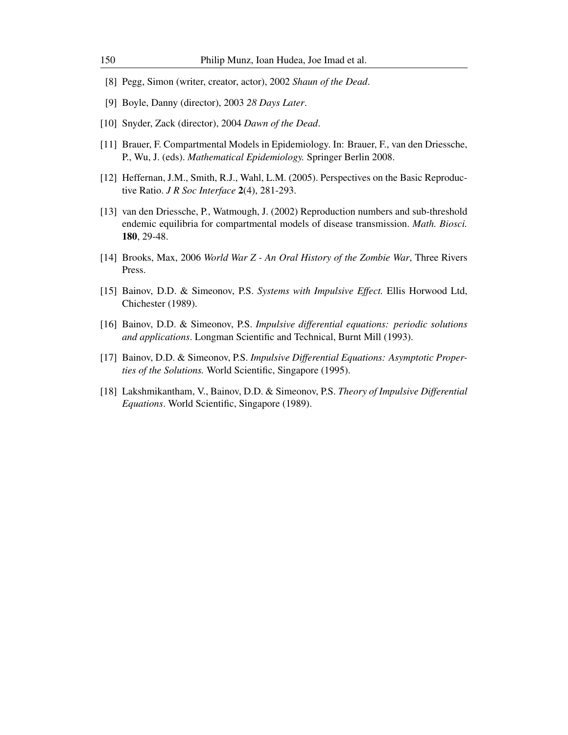[8] Pegg, Simon (writer, creator, actor), 2002 *Shaun of the Dead*.

[9] Boyle, Danny (director), 2003 *28 Days Later*.

[10] Snyder, Zack (director), 2004 *Dawn of the Dead*.

[11] Brauer, F. Compartmental Models in Epidemiology. In: Brauer, F., van den Driessche, P., Wu, J. (eds). *Mathematical Epidemiology.* Springer Berlin 2008.

[12] Heffernan, J.M., Smith, R.J., Wahl, L.M. (2005). Perspectives on the Basic Reproductive Ratio. *J R Soc Interface* **2**(4), 281-293.

[13] van den Driessche, P., Watmough, J. (2002) Reproduction numbers and sub-threshold endemic equilibria for compartmental models of disease transmission. *Math. Biosci.* **180**, 29-48.

[14] Brooks, Max, 2006 *World War Z - An Oral History of the Zombie War*, Three Rivers Press.

[15] Bainov, D.D. & Simeonov, P.S. *Systems with Impulsive Effect.* Ellis Horwood Ltd, Chichester (1989).

[16] Bainov, D.D. & Simeonov, P.S. *Impulsive differential equations: periodic solutions and applications*. Longman Scientific and Technical, Burnt Mill (1993).

[17] Bainov, D.D. & Simeonov, P.S. *Impulsive Differential Equations: Asymptotic Properties of the Solutions.* World Scientific, Singapore (1995).

[18] Lakshmikantham, V., Bainov, D.D. & Simeonov, P.S. *Theory of Impulsive Differential Equations*. World Scientific, Singapore (1989).